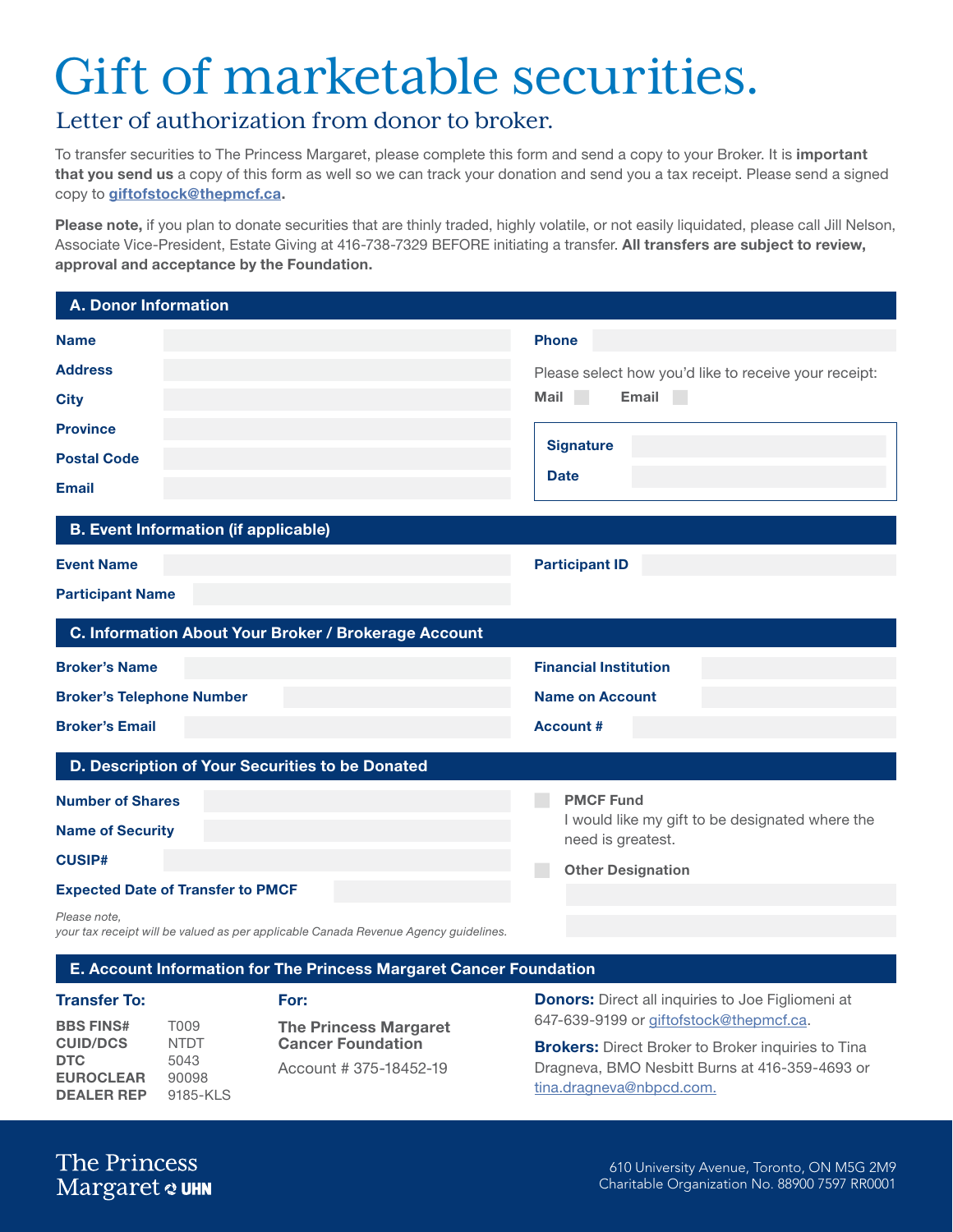# Gift of marketable securities.

## Letter of authorization from donor to broker.

To transfer securities to The Princess Margaret, please complete this form and send a copy to your Broker. It is **important that you send us** a copy of this form as well so we can track your donation and send you a tax receipt. Please send a signed copy to **giftofstock@thepmcf.ca**.

**Please note,** if you plan to donate securities that are thinly traded, highly volatile, or not easily liquidated, please call Jill Nelson, Associate Vice-President, Estate Giving at 416-738-7329 BEFORE initiating a transfer. **All transfers are subject to review, approval and acceptance by the Foundation.**

### A. Donor Information

**Name**

**Address**

**City**

**Province**

**Postal Code**

**Email**

**Phone**

Please select how you'd like to receive your receipt:

**Mail** ☐ **Email** ☐

**Signature**

**Date**

### B. Event Information (if applicable)

**Event Name**

**Participant Name**

**Participant ID**

### C. Information About Your Broker / Brokerage Account

**Broker's Name**

**Broker's Telephone Number**

**Broker's Email**

**Financial Institution**

**Name on Account**

**Account #**

### D. Description of Your Securities to be Donated

**Number of Shares**

**Name of Security**

**CUSIP#**

**Expected Date of Transfer to PMCF**

*Please note,*
*your tax receipt will be valued as per applicable Canada Revenue Agency guidelines.*

☐ **PMCF Fund**
I would like my gift to be designated where the need is greatest.

☐ **Other Designation**

### E. Account Information for The Princess Margaret Cancer Foundation

**Transfer To:**

| | |
|---|---|
| **BBS FINS#** | T009 |
| **CUID/DCS** | NTDT |
| **DTC** | 5043 |
| **EUROCLEAR** | 90098 |
| **DEALER REP** | 9185-KLS |

**For:**

**The Princess Margaret Cancer Foundation**

Account # 375-18452-19

**Donors:** Direct all inquiries to Joe Figliomeni at 647-639-9199 or giftofstock@thepmcf.ca.

**Brokers:** Direct Broker to Broker inquiries to Tina Dragneva, BMO Nesbitt Burns at 416-359-4693 or tina.dragneva@nbpcd.com.

The Princess Margaret UHN

610 University Avenue, Toronto, ON M5G 2M9
Charitable Organization No. 88900 7597 RR0001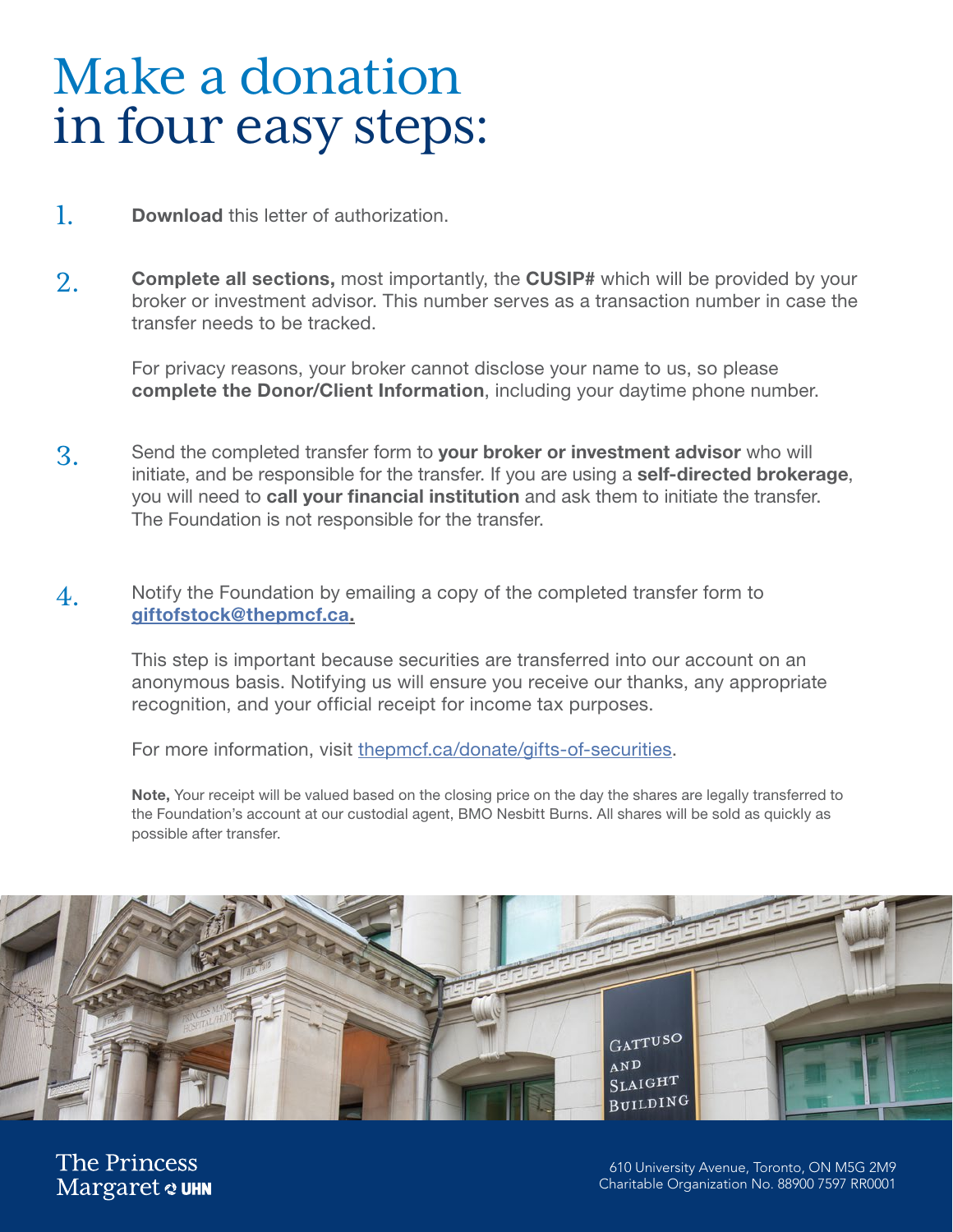# Make a donation in four easy steps:

1. **Download** this letter of authorization.

2. **Complete all sections,** most importantly, the **CUSIP#** which will be provided by your broker or investment advisor. This number serves as a transaction number in case the transfer needs to be tracked.

   For privacy reasons, your broker cannot disclose your name to us, so please **complete the Donor/Client Information**, including your daytime phone number.

3. Send the completed transfer form to **your broker or investment advisor** who will initiate, and be responsible for the transfer. If you are using a **self-directed brokerage**, you will need to **call your financial institution** and ask them to initiate the transfer. The Foundation is not responsible for the transfer.

4. Notify the Foundation by emailing a copy of the completed transfer form to **giftofstock@thepmcf.ca.**

   This step is important because securities are transferred into our account on an anonymous basis. Notifying us will ensure you receive our thanks, any appropriate recognition, and your official receipt for income tax purposes.

   For more information, visit thepmcf.ca/donate/gifts-of-securities.

   **Note,** Your receipt will be valued based on the closing price on the day the shares are legally transferred to the Foundation's account at our custodial agent, BMO Nesbitt Burns. All shares will be sold as quickly as possible after transfer.

The Princess Margaret UHN

610 University Avenue, Toronto, ON M5G 2M9
Charitable Organization No. 88900 7597 RR0001